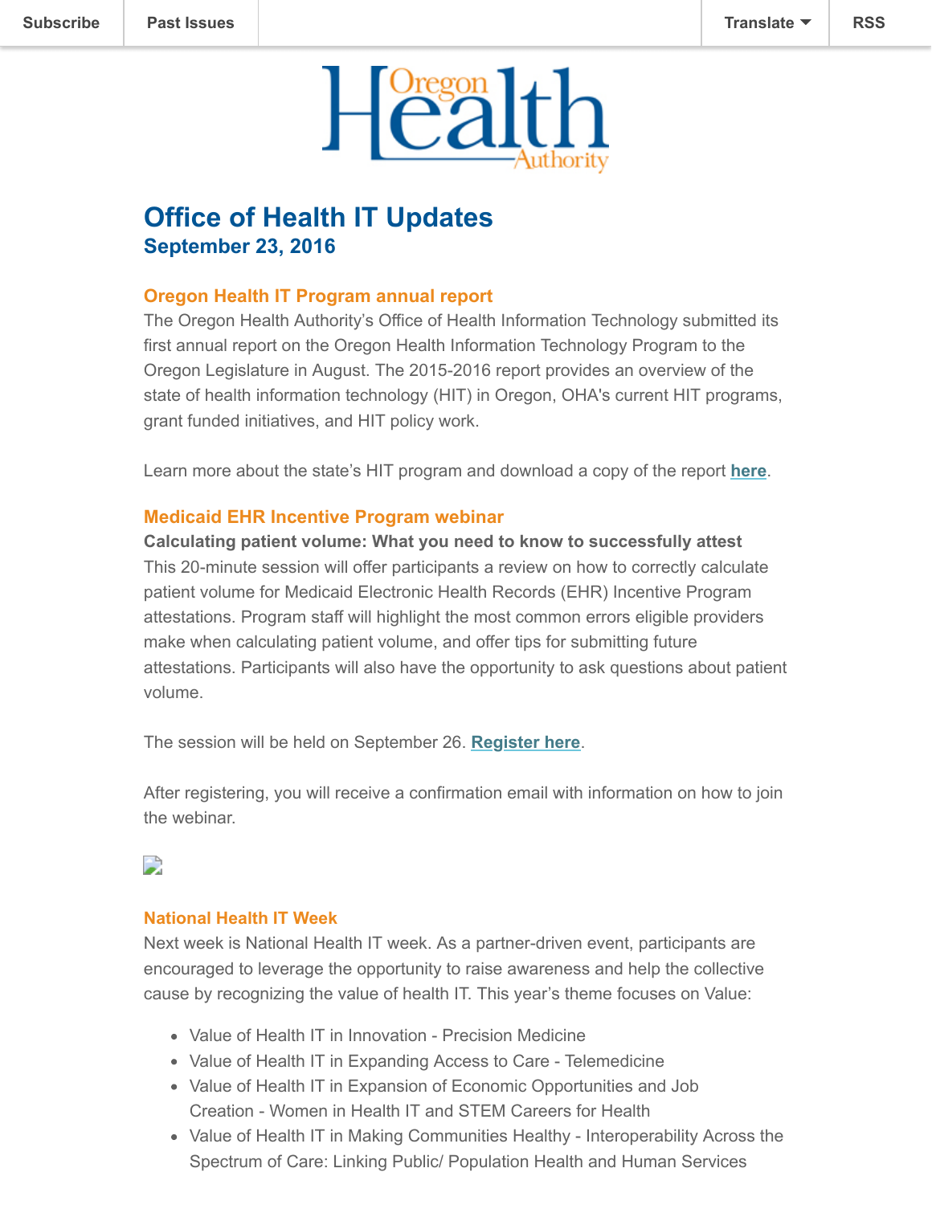Subscribe | Past Issues | Translate | RSS

# Office of Health IT Updates

## September 23, 2016

### Oregon Health IT Program annual report

The Oregon Health Authority's Office of Health Information Technology submitted its first annual report on the Oregon Health Information Technology Program to the Oregon Legislature in August. The 2015-2016 report provides an overview of the state of health information technology (HIT) in Oregon, OHA's current HIT programs, grant funded initiatives, and HIT policy work.

Learn more about the state's HIT program and download a copy of the report **here**.

### Medicaid EHR Incentive Program webinar

**Calculating patient volume: What you need to know to successfully attest**

This 20-minute session will offer participants a review on how to correctly calculate patient volume for Medicaid Electronic Health Records (EHR) Incentive Program attestations. Program staff will highlight the most common errors eligible providers make when calculating patient volume, and offer tips for submitting future attestations. Participants will also have the opportunity to ask questions about patient volume.

The session will be held on September 26. **Register here**.

After registering, you will receive a confirmation email with information on how to join the webinar.

### National Health IT Week

Next week is National Health IT week. As a partner-driven event, participants are encouraged to leverage the opportunity to raise awareness and help the collective cause by recognizing the value of health IT. This year's theme focuses on Value:

- Value of Health IT in Innovation - Precision Medicine
- Value of Health IT in Expanding Access to Care - Telemedicine
- Value of Health IT in Expansion of Economic Opportunities and Job Creation - Women in Health IT and STEM Careers for Health
- Value of Health IT in Making Communities Healthy - Interoperability Across the Spectrum of Care: Linking Public/ Population Health and Human Services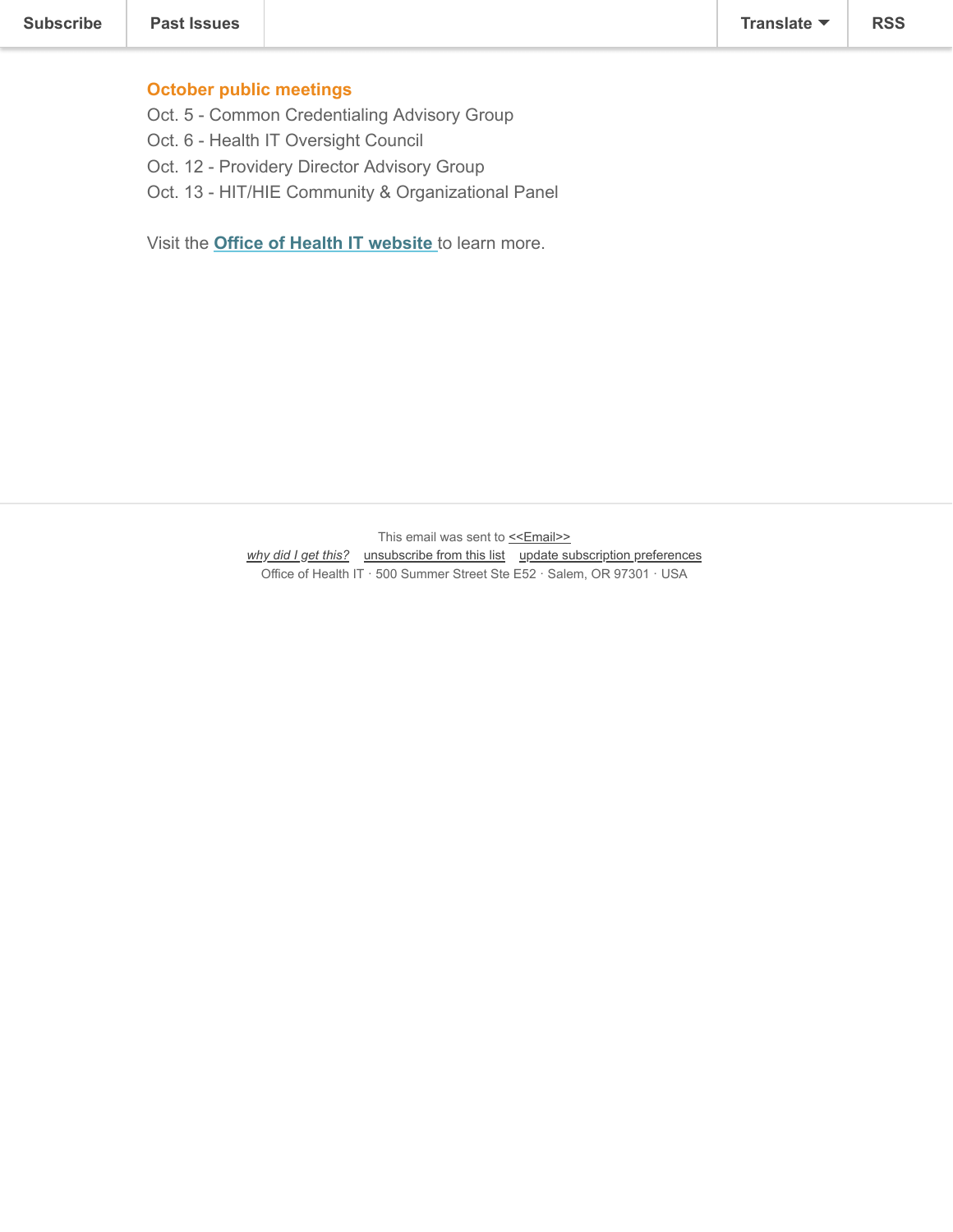Subscribe | Past Issues | Translate | RSS

## October public meetings

Oct. 5 - Common Credentialing Advisory Group
Oct. 6 - Health IT Oversight Council
Oct. 12 - Providery Director Advisory Group
Oct. 13 - HIT/HIE Community & Organizational Panel

Visit the **Office of Health IT website** to learn more.

---

This email was sent to <<Email>>
*why did I get this?* unsubscribe from this list update subscription preferences
Office of Health IT · 500 Summer Street Ste E52 · Salem, OR 97301 · USA